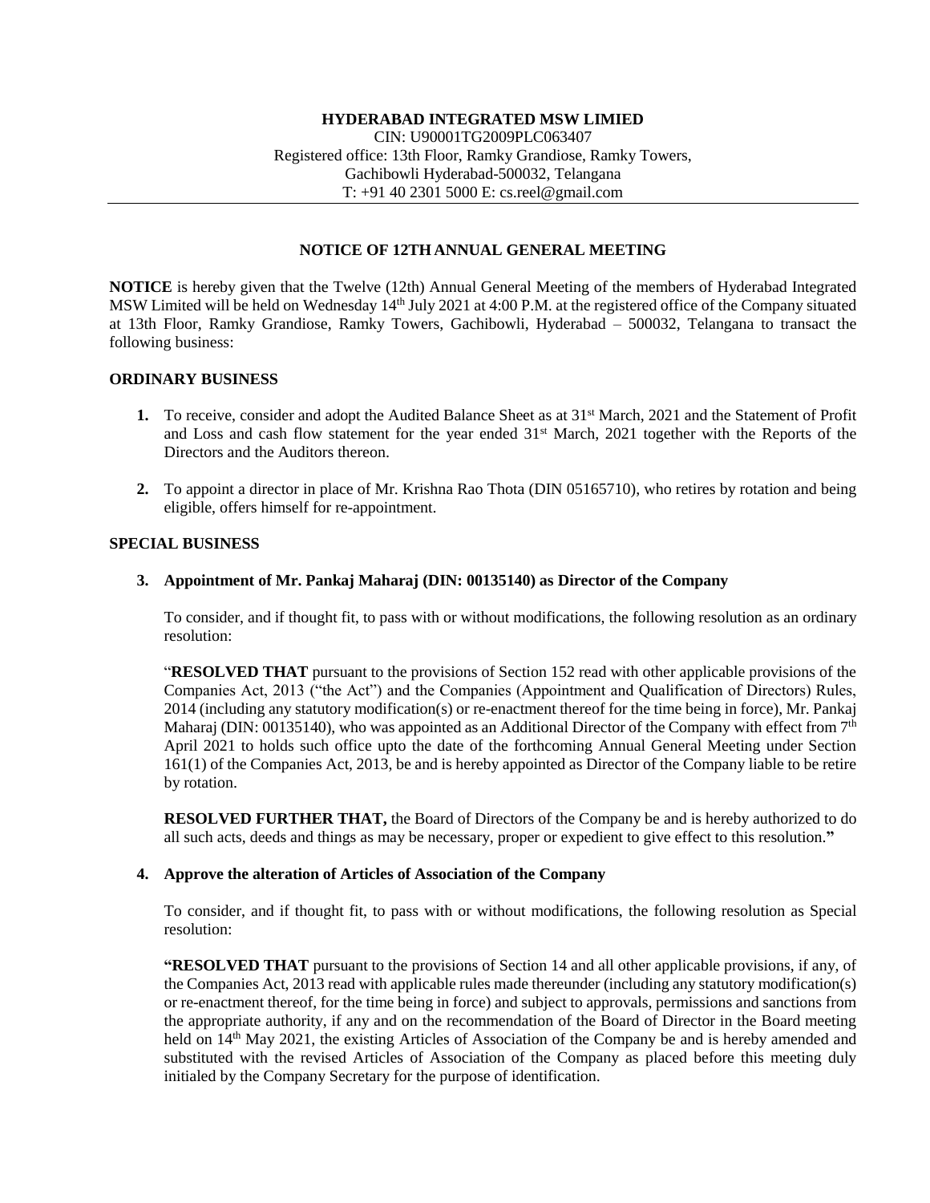**HYDERABAD INTEGRATED MSW LIMIED**
CIN: U90001TG2009PLC063407
Registered office: 13th Floor, Ramky Grandiose, Ramky Towers,
Gachibowli Hyderabad-500032, Telangana
T: +91 40 2301 5000 E: cs.reel@gmail.com

---

## NOTICE OF 12TH ANNUAL GENERAL MEETING

**NOTICE** is hereby given that the Twelve (12th) Annual General Meeting of the members of Hyderabad Integrated MSW Limited will be held on Wednesday 14th July 2021 at 4:00 P.M. at the registered office of the Company situated at 13th Floor, Ramky Grandiose, Ramky Towers, Gachibowli, Hyderabad – 500032, Telangana to transact the following business:

### ORDINARY BUSINESS

1. To receive, consider and adopt the Audited Balance Sheet as at 31st March, 2021 and the Statement of Profit and Loss and cash flow statement for the year ended 31st March, 2021 together with the Reports of the Directors and the Auditors thereon.

2. To appoint a director in place of Mr. Krishna Rao Thota (DIN 05165710), who retires by rotation and being eligible, offers himself for re-appointment.

### SPECIAL BUSINESS

3. **Appointment of Mr. Pankaj Maharaj (DIN: 00135140) as Director of the Company**

   To consider, and if thought fit, to pass with or without modifications, the following resolution as an ordinary resolution:

   "**RESOLVED THAT** pursuant to the provisions of Section 152 read with other applicable provisions of the Companies Act, 2013 ("the Act") and the Companies (Appointment and Qualification of Directors) Rules, 2014 (including any statutory modification(s) or re-enactment thereof for the time being in force), Mr. Pankaj Maharaj (DIN: 00135140), who was appointed as an Additional Director of the Company with effect from 7th April 2021 to holds such office upto the date of the forthcoming Annual General Meeting under Section 161(1) of the Companies Act, 2013, be and is hereby appointed as Director of the Company liable to be retire by rotation.

   **RESOLVED FURTHER THAT,** the Board of Directors of the Company be and is hereby authorized to do all such acts, deeds and things as may be necessary, proper or expedient to give effect to this resolution.**"**

4. **Approve the alteration of Articles of Association of the Company**

   To consider, and if thought fit, to pass with or without modifications, the following resolution as Special resolution:

   **"RESOLVED THAT** pursuant to the provisions of Section 14 and all other applicable provisions, if any, of the Companies Act, 2013 read with applicable rules made thereunder (including any statutory modification(s) or re-enactment thereof, for the time being in force) and subject to approvals, permissions and sanctions from the appropriate authority, if any and on the recommendation of the Board of Director in the Board meeting held on 14th May 2021, the existing Articles of Association of the Company be and is hereby amended and substituted with the revised Articles of Association of the Company as placed before this meeting duly initialed by the Company Secretary for the purpose of identification.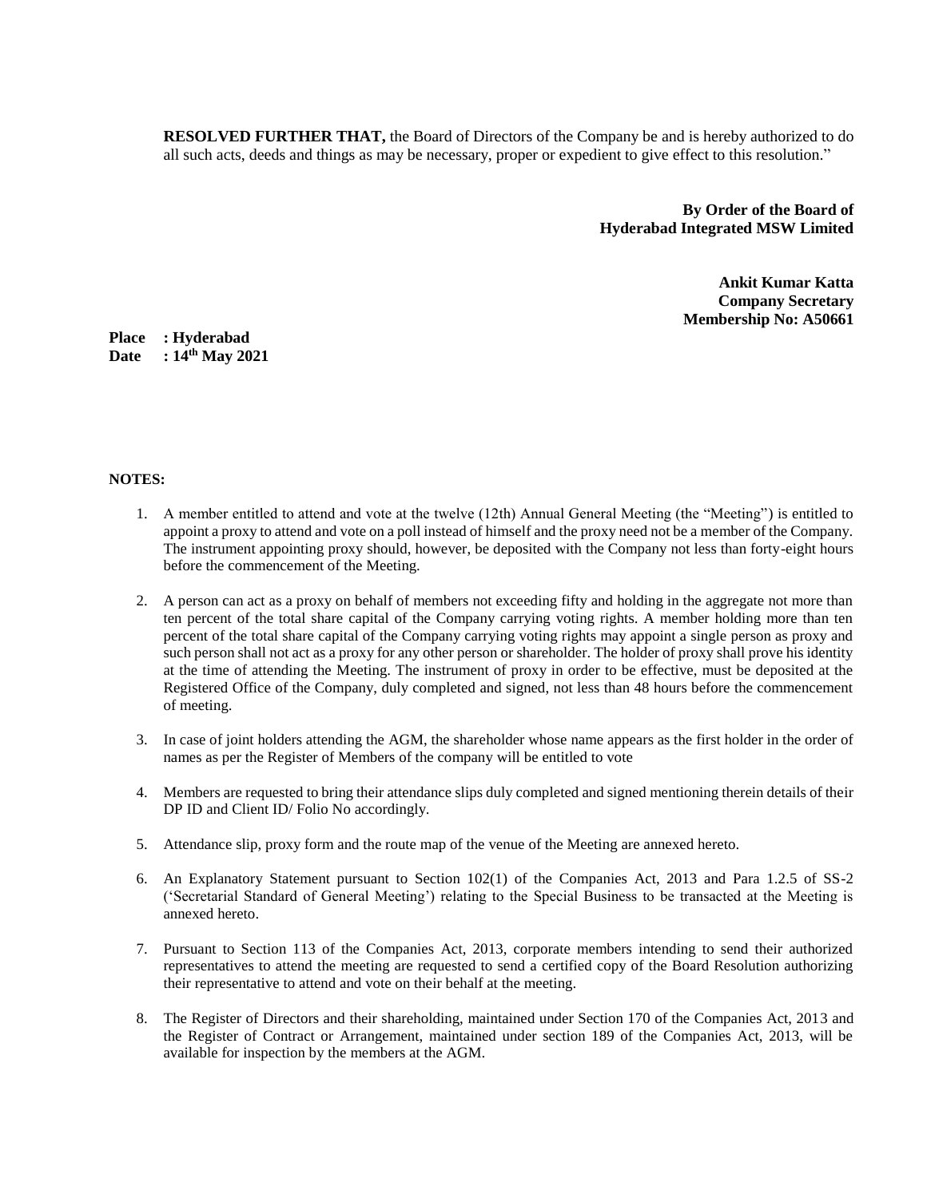**RESOLVED FURTHER THAT,** the Board of Directors of the Company be and is hereby authorized to do all such acts, deeds and things as may be necessary, proper or expedient to give effect to this resolution."

**By Order of the Board of**
**Hyderabad Integrated MSW Limited**

**Ankit Kumar Katta**
**Company Secretary**
**Membership No: A50661**

**Place : Hyderabad**
**Date : 14th May 2021**

**NOTES:**

1. A member entitled to attend and vote at the twelve (12th) Annual General Meeting (the "Meeting") is entitled to appoint a proxy to attend and vote on a poll instead of himself and the proxy need not be a member of the Company. The instrument appointing proxy should, however, be deposited with the Company not less than forty-eight hours before the commencement of the Meeting.

2. A person can act as a proxy on behalf of members not exceeding fifty and holding in the aggregate not more than ten percent of the total share capital of the Company carrying voting rights. A member holding more than ten percent of the total share capital of the Company carrying voting rights may appoint a single person as proxy and such person shall not act as a proxy for any other person or shareholder. The holder of proxy shall prove his identity at the time of attending the Meeting. The instrument of proxy in order to be effective, must be deposited at the Registered Office of the Company, duly completed and signed, not less than 48 hours before the commencement of meeting.

3. In case of joint holders attending the AGM, the shareholder whose name appears as the first holder in the order of names as per the Register of Members of the company will be entitled to vote

4. Members are requested to bring their attendance slips duly completed and signed mentioning therein details of their DP ID and Client ID/ Folio No accordingly.

5. Attendance slip, proxy form and the route map of the venue of the Meeting are annexed hereto.

6. An Explanatory Statement pursuant to Section 102(1) of the Companies Act, 2013 and Para 1.2.5 of SS-2 ('Secretarial Standard of General Meeting') relating to the Special Business to be transacted at the Meeting is annexed hereto.

7. Pursuant to Section 113 of the Companies Act, 2013, corporate members intending to send their authorized representatives to attend the meeting are requested to send a certified copy of the Board Resolution authorizing their representative to attend and vote on their behalf at the meeting.

8. The Register of Directors and their shareholding, maintained under Section 170 of the Companies Act, 2013 and the Register of Contract or Arrangement, maintained under section 189 of the Companies Act, 2013, will be available for inspection by the members at the AGM.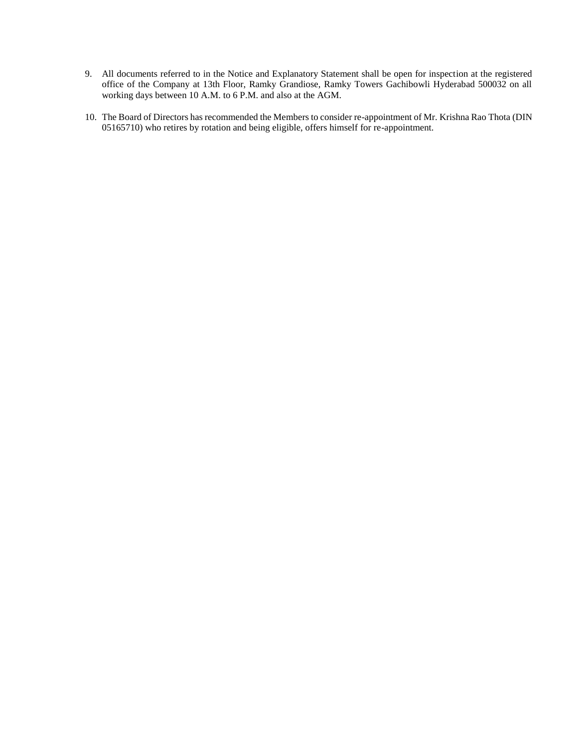9. All documents referred to in the Notice and Explanatory Statement shall be open for inspection at the registered office of the Company at 13th Floor, Ramky Grandiose, Ramky Towers Gachibowli Hyderabad 500032 on all working days between 10 A.M. to 6 P.M. and also at the AGM.

10. The Board of Directors has recommended the Members to consider re-appointment of Mr. Krishna Rao Thota (DIN 05165710) who retires by rotation and being eligible, offers himself for re-appointment.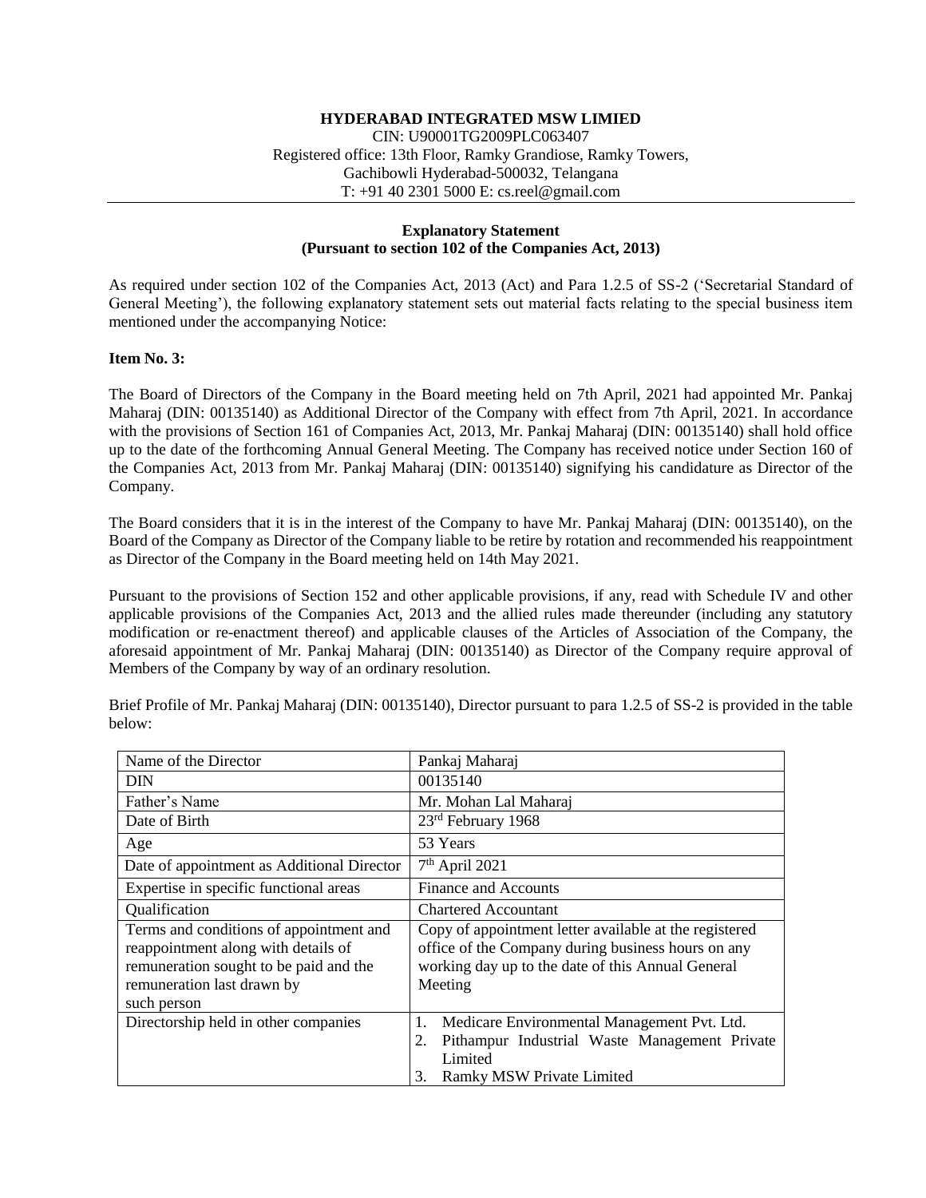**HYDERABAD INTEGRATED MSW LIMIED**

CIN: U90001TG2009PLC063407
Registered office: 13th Floor, Ramky Grandiose, Ramky Towers,
Gachibowli Hyderabad-500032, Telangana
T: +91 40 2301 5000 E: cs.reel@gmail.com

---

**Explanatory Statement**
**(Pursuant to section 102 of the Companies Act, 2013)**

As required under section 102 of the Companies Act, 2013 (Act) and Para 1.2.5 of SS-2 ('Secretarial Standard of General Meeting'), the following explanatory statement sets out material facts relating to the special business item mentioned under the accompanying Notice:

**Item No. 3:**

The Board of Directors of the Company in the Board meeting held on 7th April, 2021 had appointed Mr. Pankaj Maharaj (DIN: 00135140) as Additional Director of the Company with effect from 7th April, 2021. In accordance with the provisions of Section 161 of Companies Act, 2013, Mr. Pankaj Maharaj (DIN: 00135140) shall hold office up to the date of the forthcoming Annual General Meeting. The Company has received notice under Section 160 of the Companies Act, 2013 from Mr. Pankaj Maharaj (DIN: 00135140) signifying his candidature as Director of the Company.

The Board considers that it is in the interest of the Company to have Mr. Pankaj Maharaj (DIN: 00135140), on the Board of the Company as Director of the Company liable to be retire by rotation and recommended his reappointment as Director of the Company in the Board meeting held on 14th May 2021.

Pursuant to the provisions of Section 152 and other applicable provisions, if any, read with Schedule IV and other applicable provisions of the Companies Act, 2013 and the allied rules made thereunder (including any statutory modification or re-enactment thereof) and applicable clauses of the Articles of Association of the Company, the aforesaid appointment of Mr. Pankaj Maharaj (DIN: 00135140) as Director of the Company require approval of Members of the Company by way of an ordinary resolution.

Brief Profile of Mr. Pankaj Maharaj (DIN: 00135140), Director pursuant to para 1.2.5 of SS-2 is provided in the table below:

| Name of the Director | Pankaj Maharaj |
|---|---|
| DIN | 00135140 |
| Father's Name | Mr. Mohan Lal Maharaj |
| Date of Birth | 23rd February 1968 |
| Age | 53 Years |
| Date of appointment as Additional Director | 7th April 2021 |
| Expertise in specific functional areas | Finance and Accounts |
| Qualification | Chartered Accountant |
| Terms and conditions of appointment and reappointment along with details of remuneration sought to be paid and the remuneration last drawn by such person | Copy of appointment letter available at the registered office of the Company during business hours on any working day up to the date of this Annual General Meeting |
| Directorship held in other companies | 1. Medicare Environmental Management Pvt. Ltd. 2. Pithampur Industrial Waste Management Private Limited 3. Ramky MSW Private Limited |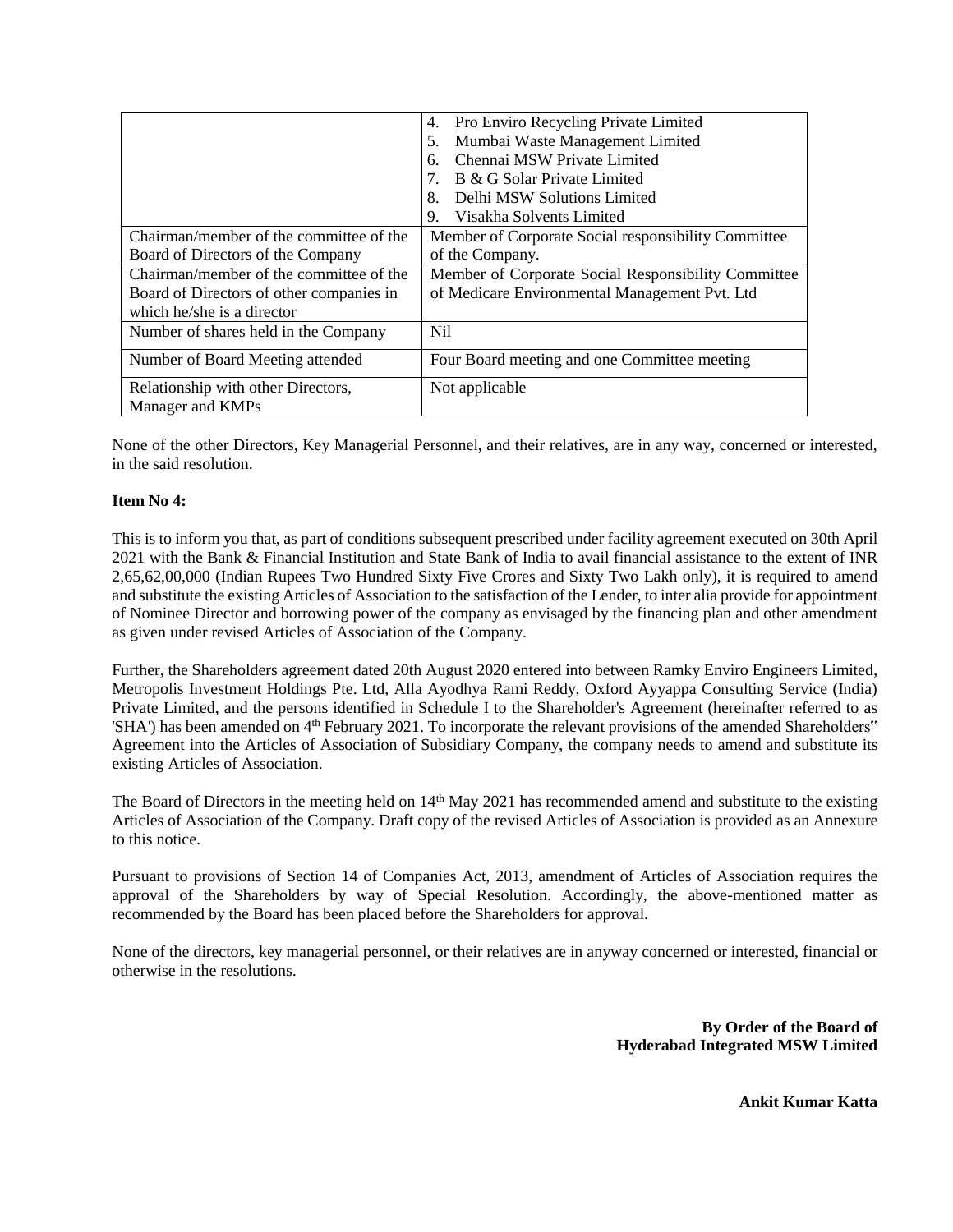| | |
|---|---|
| | 4. Pro Enviro Recycling Private Limited<br>5. Mumbai Waste Management Limited<br>6. Chennai MSW Private Limited<br>7. B & G Solar Private Limited<br>8. Delhi MSW Solutions Limited<br>9. Visakha Solvents Limited |
| Chairman/member of the committee of the Board of Directors of the Company | Member of Corporate Social responsibility Committee of the Company. |
| Chairman/member of the committee of the Board of Directors of other companies in which he/she is a director | Member of Corporate Social Responsibility Committee of Medicare Environmental Management Pvt. Ltd |
| Number of shares held in the Company | Nil |
| Number of Board Meeting attended | Four Board meeting and one Committee meeting |
| Relationship with other Directors, Manager and KMPs | Not applicable |

None of the other Directors, Key Managerial Personnel, and their relatives, are in any way, concerned or interested, in the said resolution.

**Item No 4:**

This is to inform you that, as part of conditions subsequent prescribed under facility agreement executed on 30th April 2021 with the Bank & Financial Institution and State Bank of India to avail financial assistance to the extent of INR 2,65,62,00,000 (Indian Rupees Two Hundred Sixty Five Crores and Sixty Two Lakh only), it is required to amend and substitute the existing Articles of Association to the satisfaction of the Lender, to inter alia provide for appointment of Nominee Director and borrowing power of the company as envisaged by the financing plan and other amendment as given under revised Articles of Association of the Company.

Further, the Shareholders agreement dated 20th August 2020 entered into between Ramky Enviro Engineers Limited, Metropolis Investment Holdings Pte. Ltd, Alla Ayodhya Rami Reddy, Oxford Ayyappa Consulting Service (India) Private Limited, and the persons identified in Schedule I to the Shareholder's Agreement (hereinafter referred to as 'SHA') has been amended on 4th February 2021. To incorporate the relevant provisions of the amended Shareholders" Agreement into the Articles of Association of Subsidiary Company, the company needs to amend and substitute its existing Articles of Association.

The Board of Directors in the meeting held on 14th May 2021 has recommended amend and substitute to the existing Articles of Association of the Company. Draft copy of the revised Articles of Association is provided as an Annexure to this notice.

Pursuant to provisions of Section 14 of Companies Act, 2013, amendment of Articles of Association requires the approval of the Shareholders by way of Special Resolution. Accordingly, the above-mentioned matter as recommended by the Board has been placed before the Shareholders for approval.

None of the directors, key managerial personnel, or their relatives are in anyway concerned or interested, financial or otherwise in the resolutions.

**By Order of the Board of**
**Hyderabad Integrated MSW Limited**

**Ankit Kumar Katta**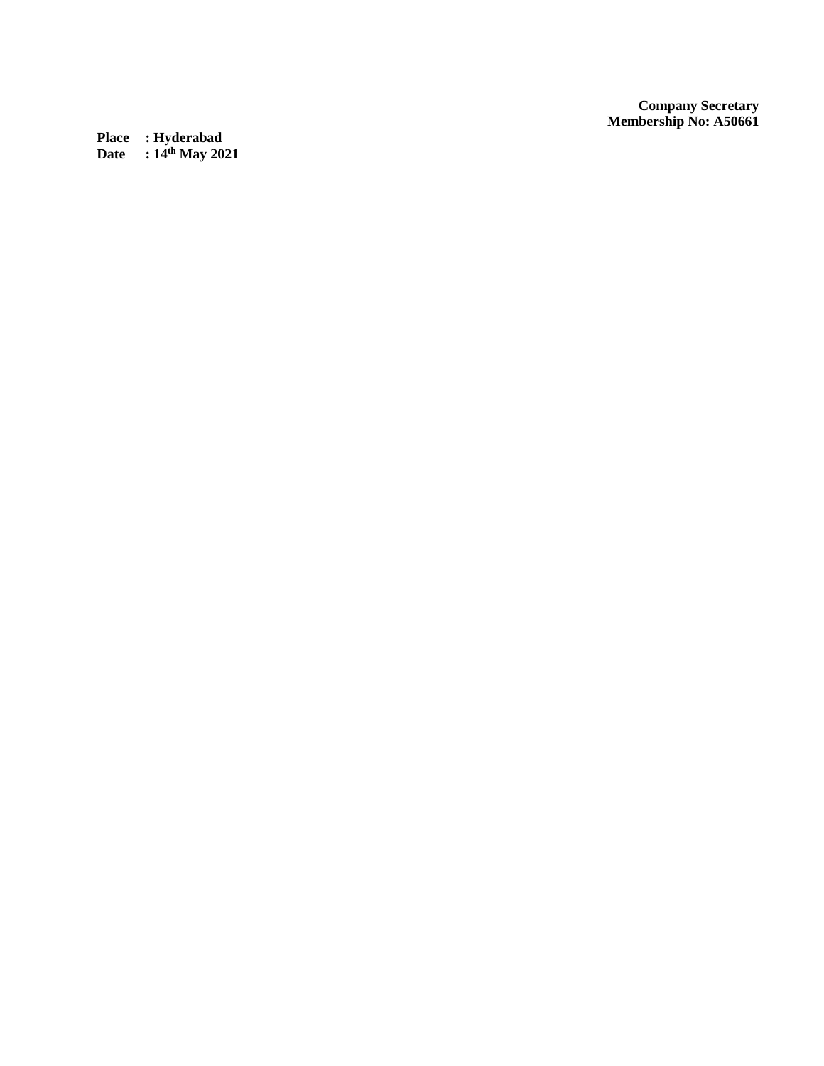**Company Secretary**
**Membership No: A50661**

**Place : Hyderabad**
**Date : 14th May 2021**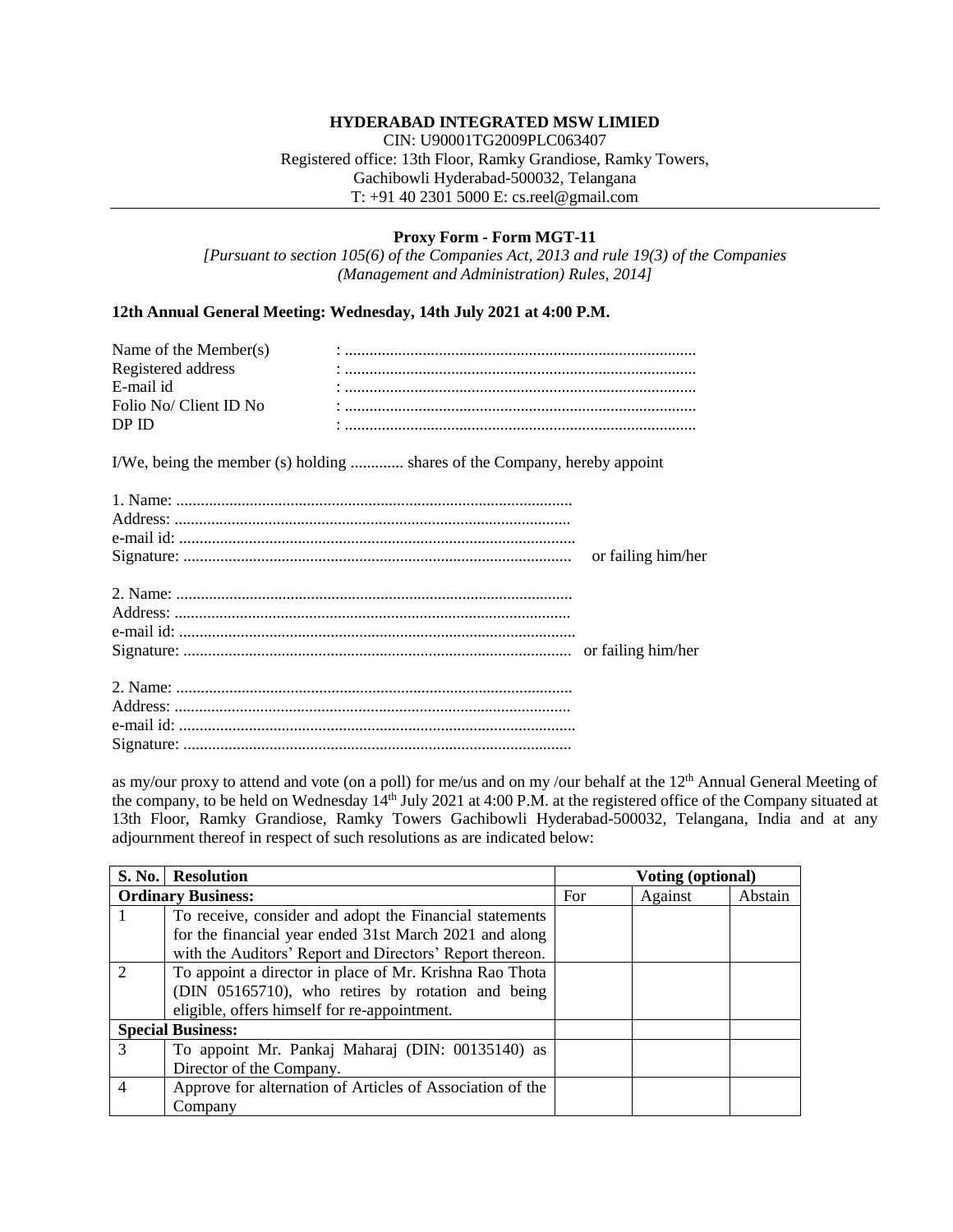**HYDERABAD INTEGRATED MSW LIMIED**

CIN: U90001TG2009PLC063407
Registered office: 13th Floor, Ramky Grandiose, Ramky Towers,
Gachibowli Hyderabad-500032, Telangana
T: +91 40 2301 5000 E: cs.reel@gmail.com

---

**Proxy Form - Form MGT-11**

*[Pursuant to section 105(6) of the Companies Act, 2013 and rule 19(3) of the Companies (Management and Administration) Rules, 2014]*

**12th Annual General Meeting: Wednesday, 14th July 2021 at 4:00 P.M.**

Name of the Member(s) : .....................................................................................
Registered address : .....................................................................................
E-mail id : .....................................................................................
Folio No/ Client ID No : .....................................................................................
DP ID : .....................................................................................

I/We, being the member (s) holding ............. shares of the Company, hereby appoint

1. Name: ................................................................................................
Address: ................................................................................................
e-mail id: ................................................................................................
Signature: .............................................................................................. or failing him/her

2. Name: ................................................................................................
Address: ................................................................................................
e-mail id: ................................................................................................
Signature: .............................................................................................. or failing him/her

2. Name: ................................................................................................
Address: ................................................................................................
e-mail id: ................................................................................................
Signature: ..............................................................................................

as my/our proxy to attend and vote (on a poll) for me/us and on my /our behalf at the 12th Annual General Meeting of the company, to be held on Wednesday 14th July 2021 at 4:00 P.M. at the registered office of the Company situated at 13th Floor, Ramky Grandiose, Ramky Towers Gachibowli Hyderabad-500032, Telangana, India and at any adjournment thereof in respect of such resolutions as are indicated below:

| S. No. | Resolution | Voting (optional) | | |
|---|---|---|---|---|
| **Ordinary Business:** | | For | Against | Abstain |
| 1 | To receive, consider and adopt the Financial statements for the financial year ended 31st March 2021 and along with the Auditors' Report and Directors' Report thereon. | | | |
| 2 | To appoint a director in place of Mr. Krishna Rao Thota (DIN 05165710), who retires by rotation and being eligible, offers himself for re-appointment. | | | |
| **Special Business:** | | | | |
| 3 | To appoint Mr. Pankaj Maharaj (DIN: 00135140) as Director of the Company. | | | |
| 4 | Approve for alternation of Articles of Association of the Company | | | |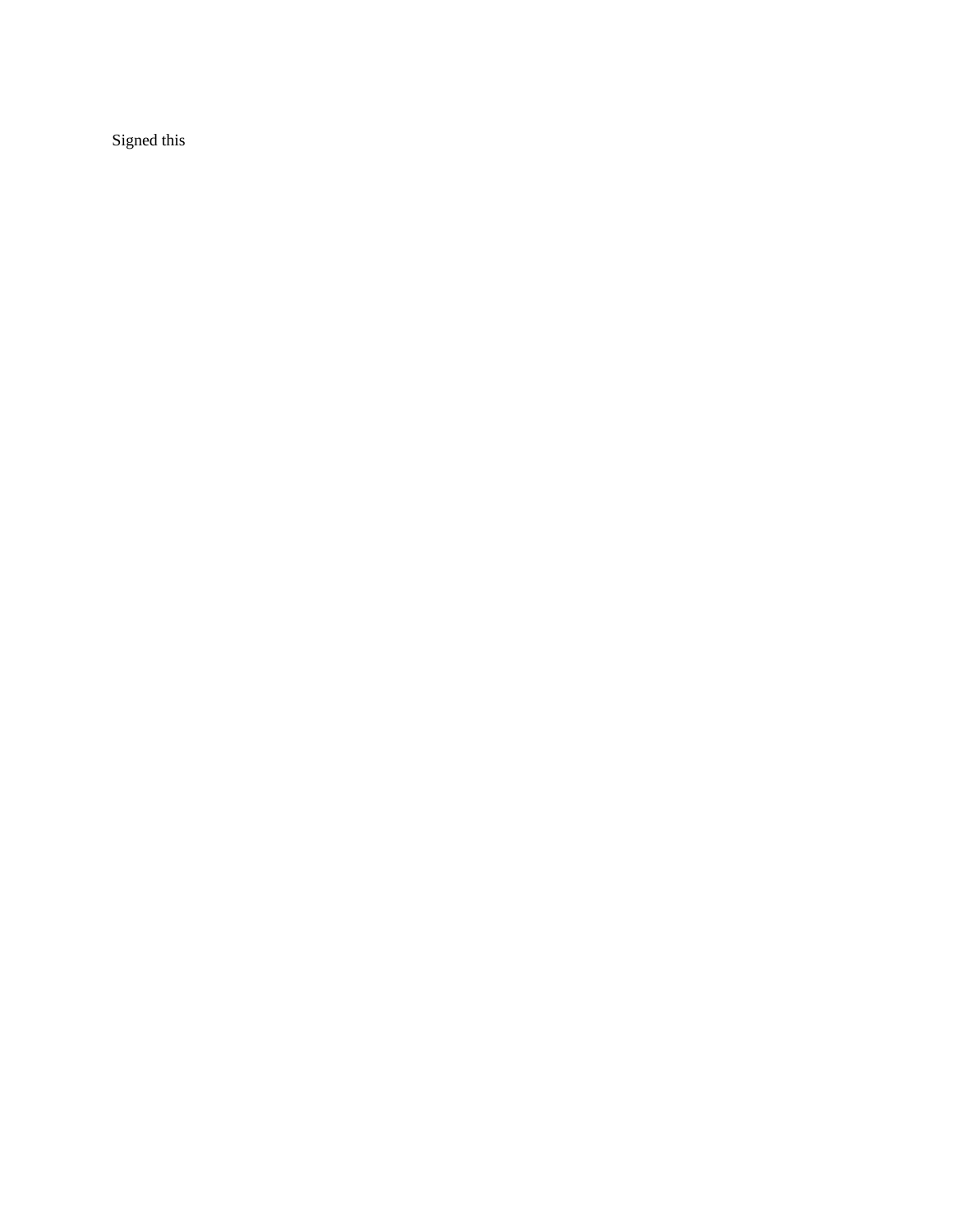Signed this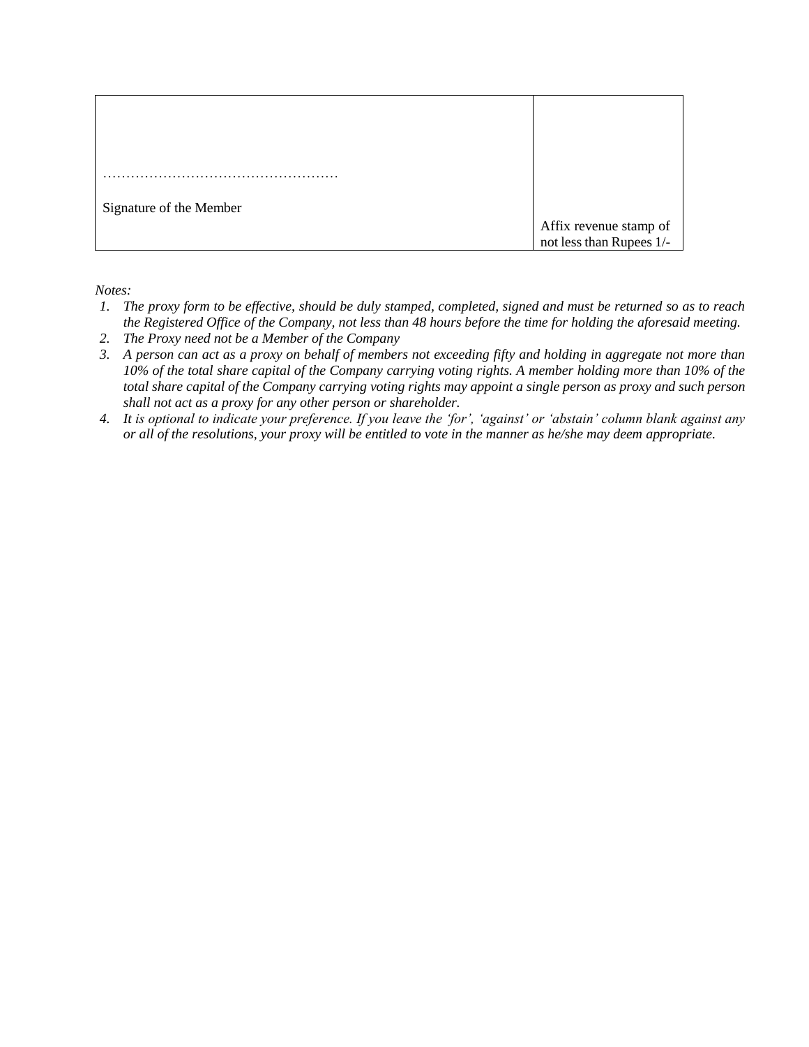| ……………………………………………<br><br>Signature of the Member | Affix revenue stamp of not less than Rupees 1/- |
|---|---|

*Notes:*

1. *The proxy form to be effective, should be duly stamped, completed, signed and must be returned so as to reach the Registered Office of the Company, not less than 48 hours before the time for holding the aforesaid meeting.*
2. *The Proxy need not be a Member of the Company*
3. *A person can act as a proxy on behalf of members not exceeding fifty and holding in aggregate not more than 10% of the total share capital of the Company carrying voting rights. A member holding more than 10% of the total share capital of the Company carrying voting rights may appoint a single person as proxy and such person shall not act as a proxy for any other person or shareholder.*
4. *It is optional to indicate your preference. If you leave the 'for', 'against' or 'abstain' column blank against any or all of the resolutions, your proxy will be entitled to vote in the manner as he/she may deem appropriate.*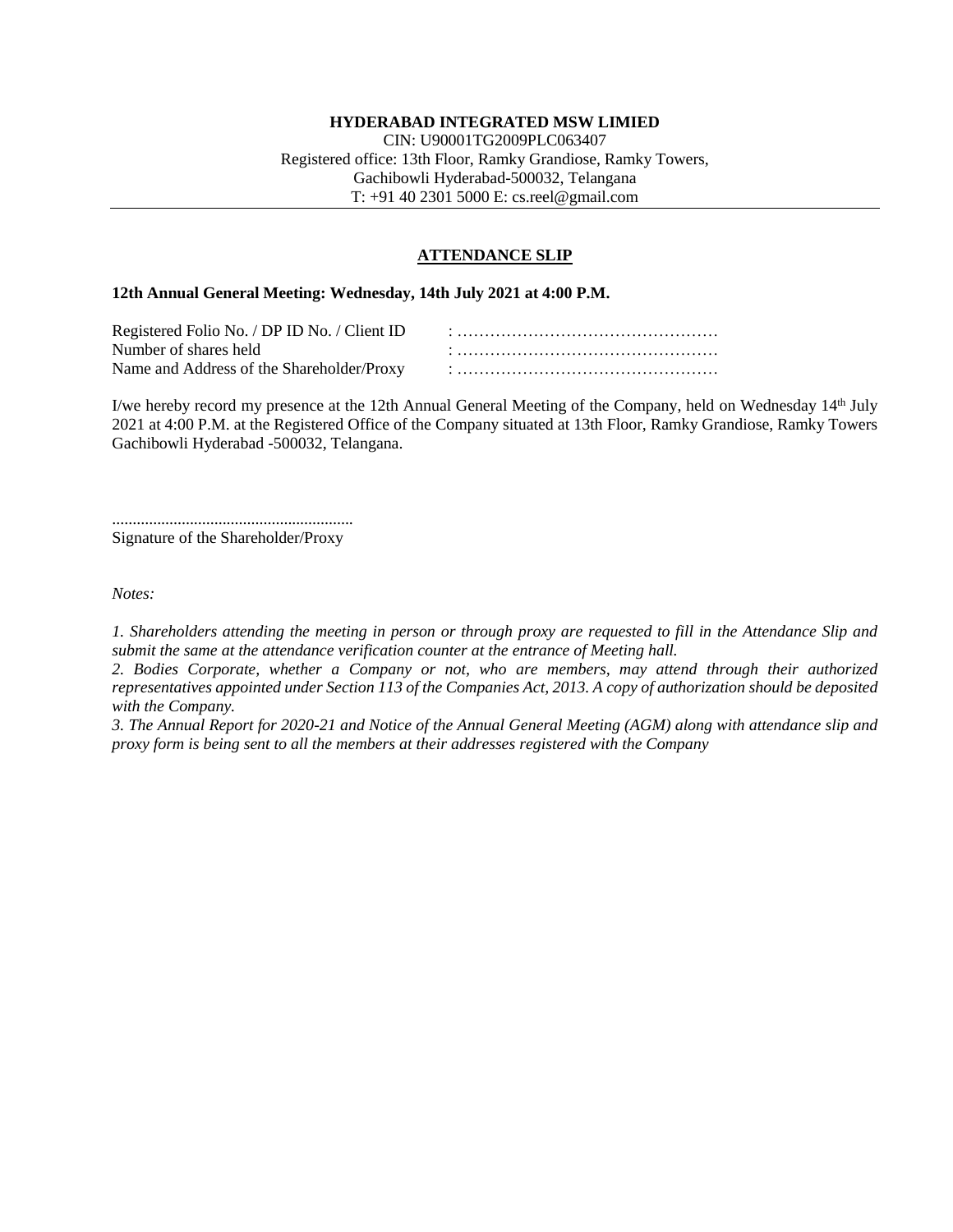**HYDERABAD INTEGRATED MSW LIMIED**

CIN: U90001TG2009PLC063407
Registered office: 13th Floor, Ramky Grandiose, Ramky Towers,
Gachibowli Hyderabad-500032, Telangana
T: +91 40 2301 5000 E: cs.reel@gmail.com

## ATTENDANCE SLIP

**12th Annual General Meeting: Wednesday, 14th July 2021 at 4:00 P.M.**

Registered Folio No. / DP ID No. / Client ID : …………………………………………
Number of shares held : …………………………………………
Name and Address of the Shareholder/Proxy : …………………………………………

I/we hereby record my presence at the 12th Annual General Meeting of the Company, held on Wednesday 14th July 2021 at 4:00 P.M. at the Registered Office of the Company situated at 13th Floor, Ramky Grandiose, Ramky Towers Gachibowli Hyderabad -500032, Telangana.

..........................................................
Signature of the Shareholder/Proxy

*Notes:*

*1. Shareholders attending the meeting in person or through proxy are requested to fill in the Attendance Slip and submit the same at the attendance verification counter at the entrance of Meeting hall.*
*2. Bodies Corporate, whether a Company or not, who are members, may attend through their authorized representatives appointed under Section 113 of the Companies Act, 2013. A copy of authorization should be deposited with the Company.*
*3. The Annual Report for 2020-21 and Notice of the Annual General Meeting (AGM) along with attendance slip and proxy form is being sent to all the members at their addresses registered with the Company*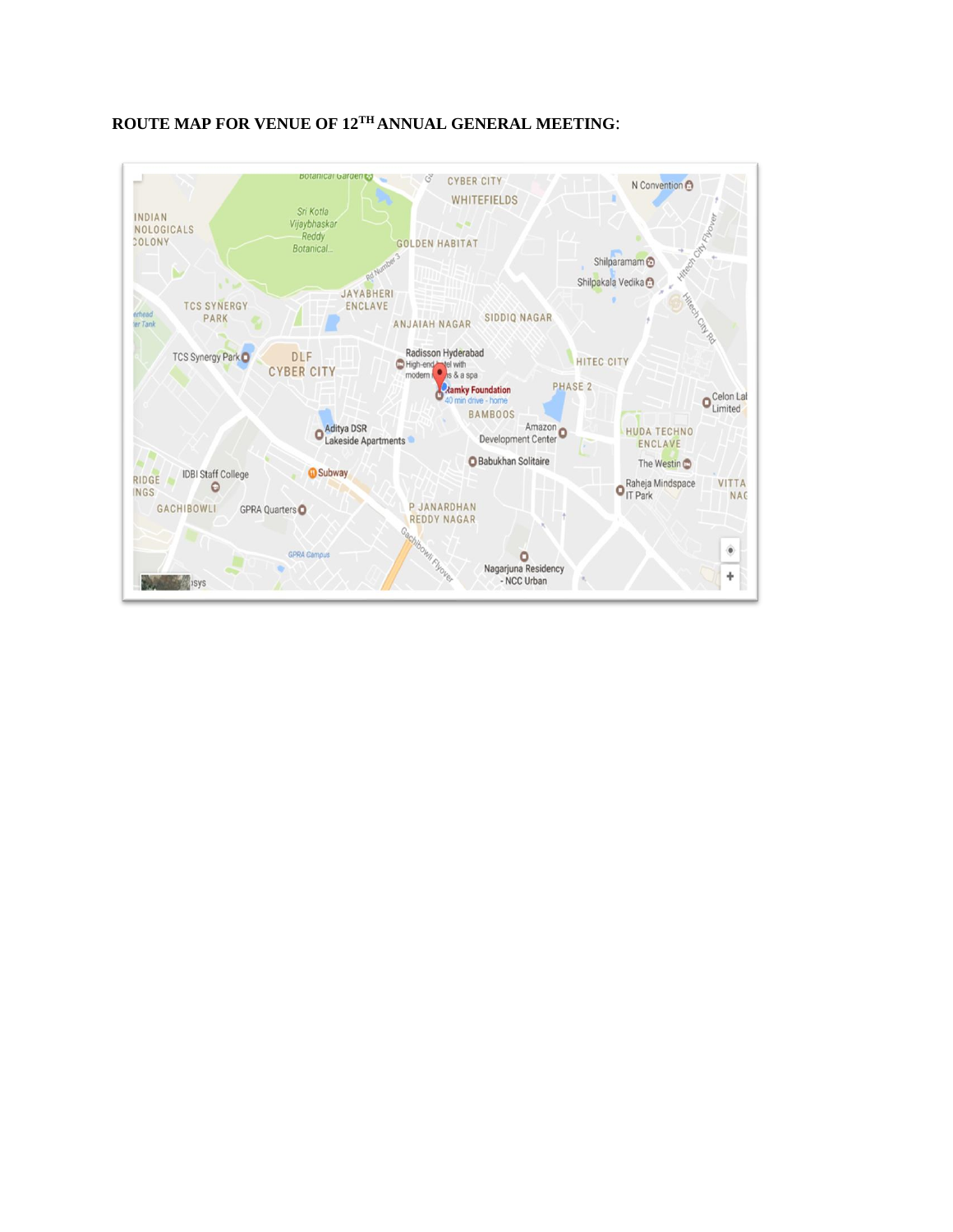**ROUTE MAP FOR VENUE OF 12TH ANNUAL GENERAL MEETING**: